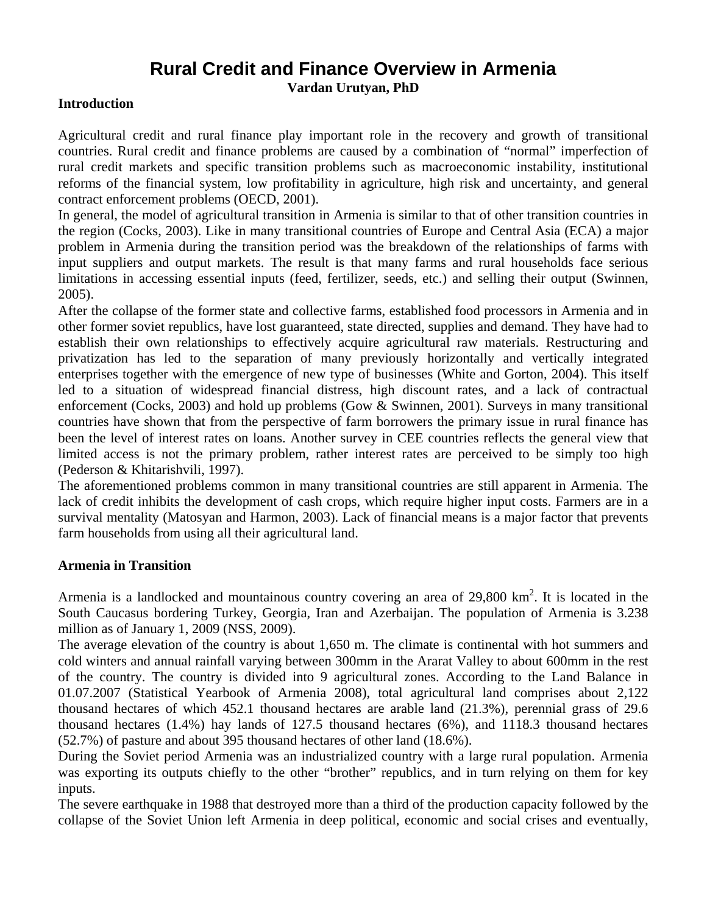# Rural Credit and Finance Overview in Armenia

**Vardan Urutyan, PhD**

## Introduction

Agricultural credit and rural finance play important role in the recovery and growth of transitional countries. Rural credit and finance problems are caused by a combination of "normal" imperfection of rural credit markets and specific transition problems such as macroeconomic instability, institutional reforms of the financial system, low profitability in agriculture, high risk and uncertainty, and general contract enforcement problems (OECD, 2001).

In general, the model of agricultural transition in Armenia is similar to that of other transition countries in the region (Cocks, 2003). Like in many transitional countries of Europe and Central Asia (ECA) a major problem in Armenia during the transition period was the breakdown of the relationships of farms with input suppliers and output markets. The result is that many farms and rural households face serious limitations in accessing essential inputs (feed, fertilizer, seeds, etc.) and selling their output (Swinnen, 2005).

After the collapse of the former state and collective farms, established food processors in Armenia and in other former soviet republics, have lost guaranteed, state directed, supplies and demand. They have had to establish their own relationships to effectively acquire agricultural raw materials. Restructuring and privatization has led to the separation of many previously horizontally and vertically integrated enterprises together with the emergence of new type of businesses (White and Gorton, 2004). This itself led to a situation of widespread financial distress, high discount rates, and a lack of contractual enforcement (Cocks, 2003) and hold up problems (Gow & Swinnen, 2001). Surveys in many transitional countries have shown that from the perspective of farm borrowers the primary issue in rural finance has been the level of interest rates on loans. Another survey in CEE countries reflects the general view that limited access is not the primary problem, rather interest rates are perceived to be simply too high (Pederson & Khitarishvili, 1997).

The aforementioned problems common in many transitional countries are still apparent in Armenia. The lack of credit inhibits the development of cash crops, which require higher input costs. Farmers are in a survival mentality (Matosyan and Harmon, 2003). Lack of financial means is a major factor that prevents farm households from using all their agricultural land.

## Armenia in Transition

Armenia is a landlocked and mountainous country covering an area of 29,800 $km^2$. It is located in the South Caucasus bordering Turkey, Georgia, Iran and Azerbaijan. The population of Armenia is 3.238 million as of January 1, 2009 (NSS, 2009).

The average elevation of the country is about 1,650 m. The climate is continental with hot summers and cold winters and annual rainfall varying between 300mm in the Ararat Valley to about 600mm in the rest of the country. The country is divided into 9 agricultural zones. According to the Land Balance in 01.07.2007 (Statistical Yearbook of Armenia 2008), total agricultural land comprises about 2,122 thousand hectares of which 452.1 thousand hectares are arable land (21.3%), perennial grass of 29.6 thousand hectares (1.4%) hay lands of 127.5 thousand hectares (6%), and 1118.3 thousand hectares (52.7%) of pasture and about 395 thousand hectares of other land (18.6%).

During the Soviet period Armenia was an industrialized country with a large rural population. Armenia was exporting its outputs chiefly to the other "brother" republics, and in turn relying on them for key inputs.

The severe earthquake in 1988 that destroyed more than a third of the production capacity followed by the collapse of the Soviet Union left Armenia in deep political, economic and social crises and eventually,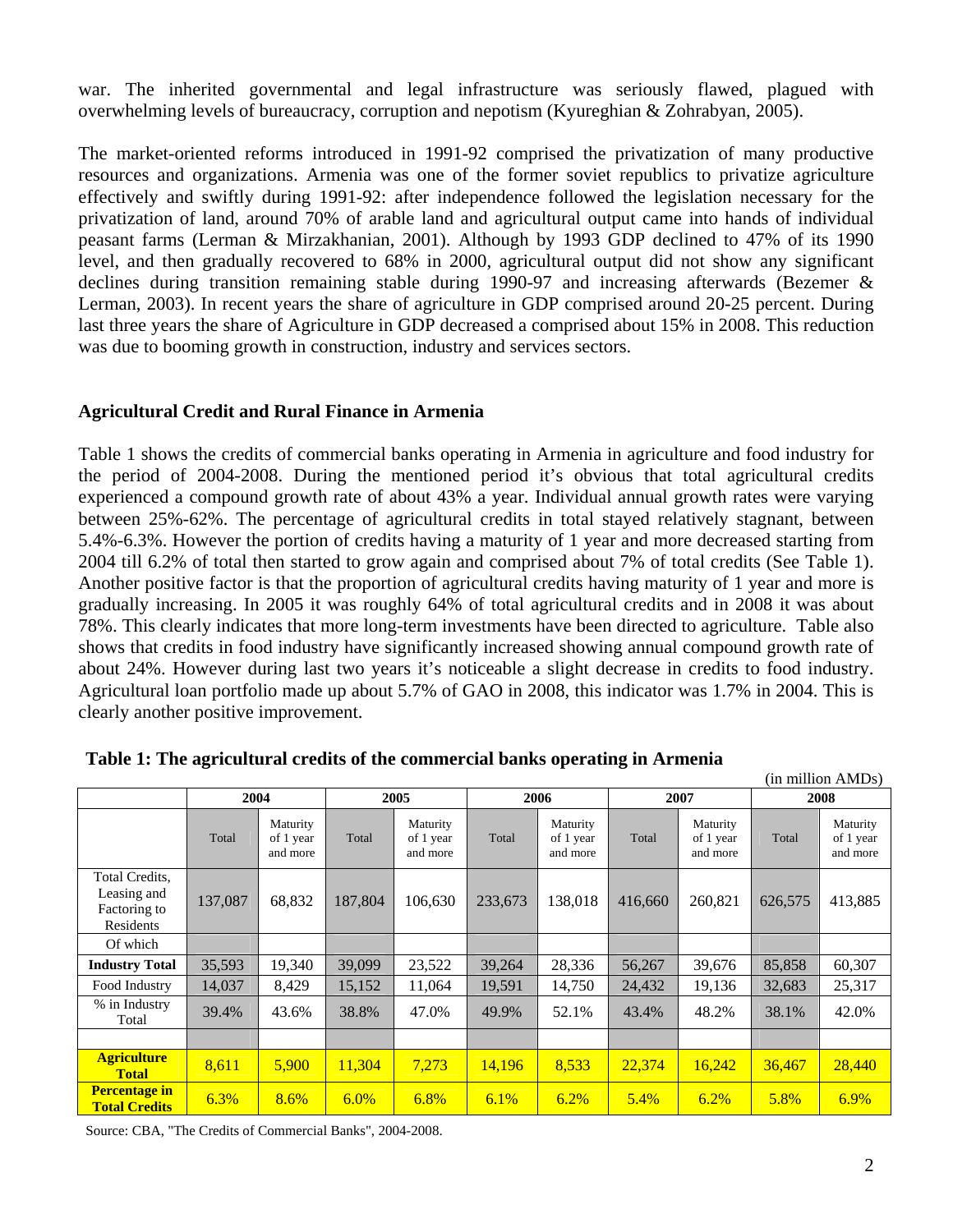war. The inherited governmental and legal infrastructure was seriously flawed, plagued with overwhelming levels of bureaucracy, corruption and nepotism (Kyureghian & Zohrabyan, 2005).

The market-oriented reforms introduced in 1991-92 comprised the privatization of many productive resources and organizations. Armenia was one of the former soviet republics to privatize agriculture effectively and swiftly during 1991-92: after independence followed the legislation necessary for the privatization of land, around 70% of arable land and agricultural output came into hands of individual peasant farms (Lerman & Mirzakhanian, 2001). Although by 1993 GDP declined to 47% of its 1990 level, and then gradually recovered to 68% in 2000, agricultural output did not show any significant declines during transition remaining stable during 1990-97 and increasing afterwards (Bezemer & Lerman, 2003). In recent years the share of agriculture in GDP comprised around 20-25 percent. During last three years the share of Agriculture in GDP decreased a comprised about 15% in 2008. This reduction was due to booming growth in construction, industry and services sectors.

## Agricultural Credit and Rural Finance in Armenia

Table 1 shows the credits of commercial banks operating in Armenia in agriculture and food industry for the period of 2004-2008. During the mentioned period it's obvious that total agricultural credits experienced a compound growth rate of about 43% a year. Individual annual growth rates were varying between 25%-62%. The percentage of agricultural credits in total stayed relatively stagnant, between 5.4%-6.3%. However the portion of credits having a maturity of 1 year and more decreased starting from 2004 till 6.2% of total then started to grow again and comprised about 7% of total credits (See Table 1). Another positive factor is that the proportion of agricultural credits having maturity of 1 year and more is gradually increasing. In 2005 it was roughly 64% of total agricultural credits and in 2008 it was about 78%. This clearly indicates that more long-term investments have been directed to agriculture. Table also shows that credits in food industry have significantly increased showing annual compound growth rate of about 24%. However during last two years it's noticeable a slight decrease in credits to food industry. Agricultural loan portfolio made up about 5.7% of GAO in 2008, this indicator was 1.7% in 2004. This is clearly another positive improvement.

**Table 1: The agricultural credits of the commercial banks operating in Armenia**

(in million AMDs)

| | 2004 | | 2005 | | 2006 | | 2007 | | 2008 | |
|---|---|---|---|---|---|---|---|---|---|---|
| | Total | Maturity of 1 year and more | Total | Maturity of 1 year and more | Total | Maturity of 1 year and more | Total | Maturity of 1 year and more | Total | Maturity of 1 year and more |
| Total Credits, Leasing and Factoring to Residents | 137,087 | 68,832 | 187,804 | 106,630 | 233,673 | 138,018 | 416,660 | 260,821 | 626,575 | 413,885 |
| Of which | | | | | | | | | | |
| **Industry Total** | 35,593 | 19,340 | 39,099 | 23,522 | 39,264 | 28,336 | 56,267 | 39,676 | 85,858 | 60,307 |
| Food Industry | 14,037 | 8,429 | 15,152 | 11,064 | 19,591 | 14,750 | 24,432 | 19,136 | 32,683 | 25,317 |
| % in Industry Total | 39.4% | 43.6% | 38.8% | 47.0% | 49.9% | 52.1% | 43.4% | 48.2% | 38.1% | 42.0% |
| | | | | | | | | | | |
| **Agriculture Total** | 8,611 | 5,900 | 11,304 | 7,273 | 14,196 | 8,533 | 22,374 | 16,242 | 36,467 | 28,440 |
| **Percentage in Total Credits** | 6.3% | 8.6% | 6.0% | 6.8% | 6.1% | 6.2% | 5.4% | 6.2% | 5.8% | 6.9% |

Source: CBA, "The Credits of Commercial Banks", 2004-2008.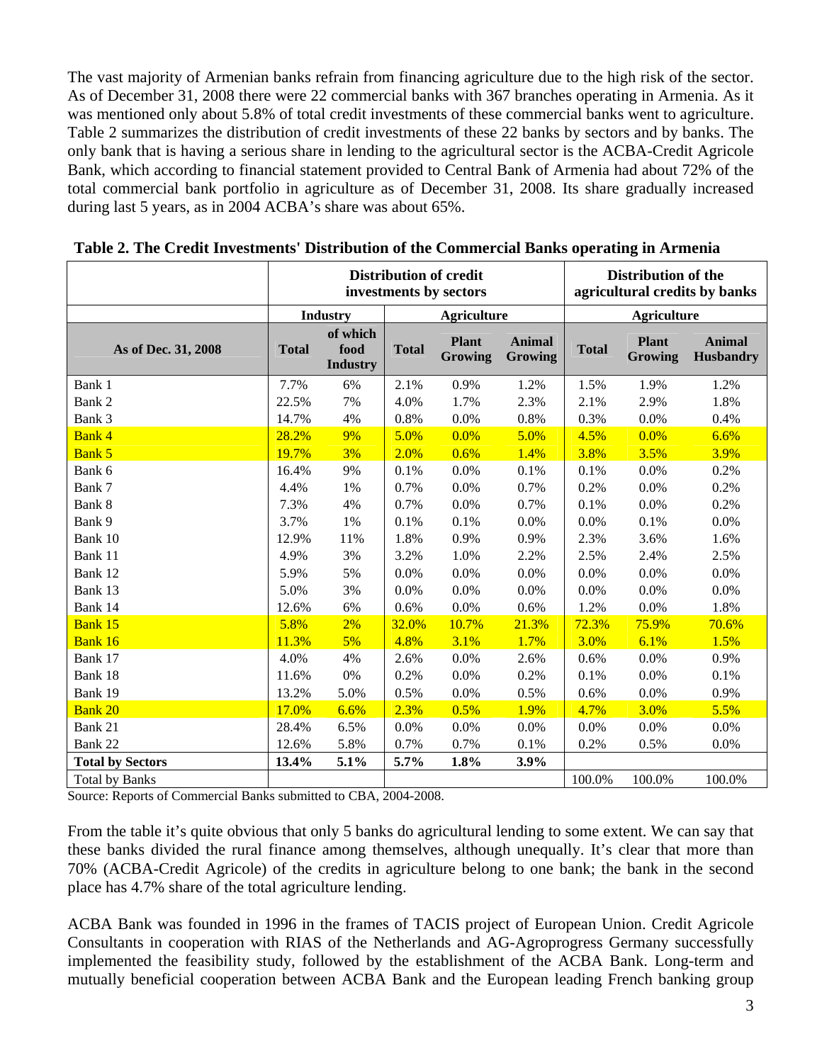The vast majority of Armenian banks refrain from financing agriculture due to the high risk of the sector. As of December 31, 2008 there were 22 commercial banks with 367 branches operating in Armenia. As it was mentioned only about 5.8% of total credit investments of these commercial banks went to agriculture. Table 2 summarizes the distribution of credit investments of these 22 banks by sectors and by banks. The only bank that is having a serious share in lending to the agricultural sector is the ACBA-Credit Agricole Bank, which according to financial statement provided to Central Bank of Armenia had about 72% of the total commercial bank portfolio in agriculture as of December 31, 2008. Its share gradually increased during last 5 years, as in 2004 ACBA's share was about 65%.

**Table 2. The Credit Investments' Distribution of the Commercial Banks operating in Armenia**

| | Distribution of credit investments by sectors | | | | | Distribution of the agricultural credits by banks | | |
|---|---|---|---|---|---|---|---|---|
| | Industry | | Agriculture | | | Agriculture | | |
| As of Dec. 31, 2008 | Total | of which food Industry | Total | Plant Growing | Animal Growing | Total | Plant Growing | Animal Husbandry |
| Bank 1 | 7.7% | 6% | 2.1% | 0.9% | 1.2% | 1.5% | 1.9% | 1.2% |
| Bank 2 | 22.5% | 7% | 4.0% | 1.7% | 2.3% | 2.1% | 2.9% | 1.8% |
| Bank 3 | 14.7% | 4% | 0.8% | 0.0% | 0.8% | 0.3% | 0.0% | 0.4% |
| Bank 4 | 28.2% | 9% | 5.0% | 0.0% | 5.0% | 4.5% | 0.0% | 6.6% |
| Bank 5 | 19.7% | 3% | 2.0% | 0.6% | 1.4% | 3.8% | 3.5% | 3.9% |
| Bank 6 | 16.4% | 9% | 0.1% | 0.0% | 0.1% | 0.1% | 0.0% | 0.2% |
| Bank 7 | 4.4% | 1% | 0.7% | 0.0% | 0.7% | 0.2% | 0.0% | 0.2% |
| Bank 8 | 7.3% | 4% | 0.7% | 0.0% | 0.7% | 0.1% | 0.0% | 0.2% |
| Bank 9 | 3.7% | 1% | 0.1% | 0.1% | 0.0% | 0.0% | 0.1% | 0.0% |
| Bank 10 | 12.9% | 11% | 1.8% | 0.9% | 0.9% | 2.3% | 3.6% | 1.6% |
| Bank 11 | 4.9% | 3% | 3.2% | 1.0% | 2.2% | 2.5% | 2.4% | 2.5% |
| Bank 12 | 5.9% | 5% | 0.0% | 0.0% | 0.0% | 0.0% | 0.0% | 0.0% |
| Bank 13 | 5.0% | 3% | 0.0% | 0.0% | 0.0% | 0.0% | 0.0% | 0.0% |
| Bank 14 | 12.6% | 6% | 0.6% | 0.0% | 0.6% | 1.2% | 0.0% | 1.8% |
| Bank 15 | 5.8% | 2% | 32.0% | 10.7% | 21.3% | 72.3% | 75.9% | 70.6% |
| Bank 16 | 11.3% | 5% | 4.8% | 3.1% | 1.7% | 3.0% | 6.1% | 1.5% |
| Bank 17 | 4.0% | 4% | 2.6% | 0.0% | 2.6% | 0.6% | 0.0% | 0.9% |
| Bank 18 | 11.6% | 0% | 0.2% | 0.0% | 0.2% | 0.1% | 0.0% | 0.1% |
| Bank 19 | 13.2% | 5.0% | 0.5% | 0.0% | 0.5% | 0.6% | 0.0% | 0.9% |
| Bank 20 | 17.0% | 6.6% | 2.3% | 0.5% | 1.9% | 4.7% | 3.0% | 5.5% |
| Bank 21 | 28.4% | 6.5% | 0.0% | 0.0% | 0.0% | 0.0% | 0.0% | 0.0% |
| Bank 22 | 12.6% | 5.8% | 0.7% | 0.7% | 0.1% | 0.2% | 0.5% | 0.0% |
| **Total by Sectors** | **13.4%** | **5.1%** | **5.7%** | **1.8%** | **3.9%** | | | |
| Total by Banks | | | | | | 100.0% | 100.0% | 100.0% |

Source: Reports of Commercial Banks submitted to CBA, 2004-2008.

From the table it's quite obvious that only 5 banks do agricultural lending to some extent. We can say that these banks divided the rural finance among themselves, although unequally. It's clear that more than 70% (ACBA-Credit Agricole) of the credits in agriculture belong to one bank; the bank in the second place has 4.7% share of the total agriculture lending.

ACBA Bank was founded in 1996 in the frames of TACIS project of European Union. Credit Agricole Consultants in cooperation with RIAS of the Netherlands and AG-Agroprogress Germany successfully implemented the feasibility study, followed by the establishment of the ACBA Bank. Long-term and mutually beneficial cooperation between ACBA Bank and the European leading French banking group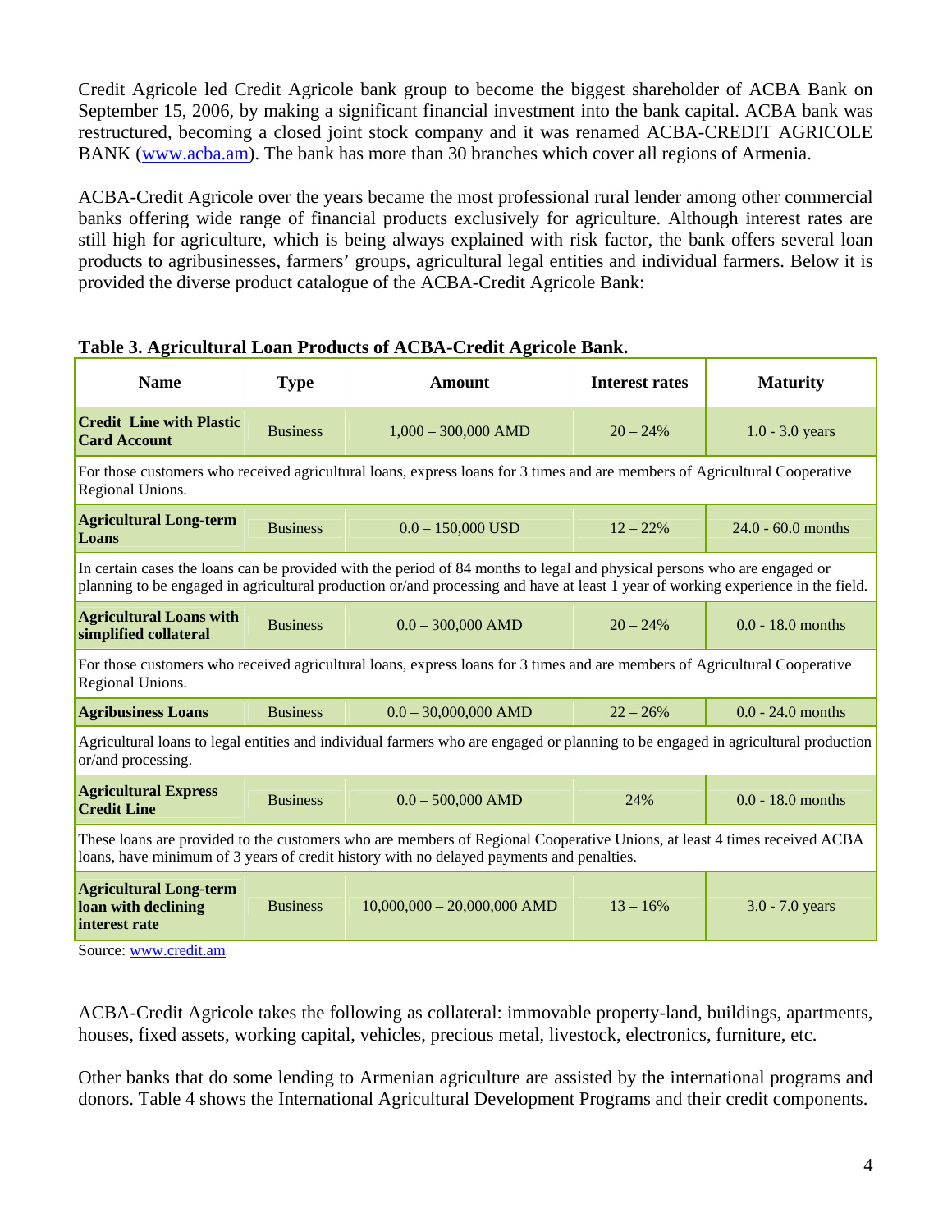Credit Agricole led Credit Agricole bank group to become the biggest shareholder of ACBA Bank on September 15, 2006, by making a significant financial investment into the bank capital. ACBA bank was restructured, becoming a closed joint stock company and it was renamed ACBA-CREDIT AGRICOLE BANK (www.acba.am). The bank has more than 30 branches which cover all regions of Armenia.

ACBA-Credit Agricole over the years became the most professional rural lender among other commercial banks offering wide range of financial products exclusively for agriculture. Although interest rates are still high for agriculture, which is being always explained with risk factor, the bank offers several loan products to agribusinesses, farmers' groups, agricultural legal entities and individual farmers. Below it is provided the diverse product catalogue of the ACBA-Credit Agricole Bank:

**Table 3. Agricultural Loan Products of ACBA-Credit Agricole Bank.**

| Name | Type | Amount | Interest rates | Maturity |
|---|---|---|---|---|
| **Credit Line with Plastic Card Account** | Business | 1,000 – 300,000 AMD | 20 – 24% | 1.0 - 3.0 years |
| For those customers who received agricultural loans, express loans for 3 times and are members of Agricultural Cooperative Regional Unions. | | | | |
| **Agricultural Long-term Loans** | Business | 0.0 – 150,000 USD | 12 – 22% | 24.0 - 60.0 months |
| In certain cases the loans can be provided with the period of 84 months to legal and physical persons who are engaged or planning to be engaged in agricultural production or/and processing and have at least 1 year of working experience in the field. | | | | |
| **Agricultural Loans with simplified collateral** | Business | 0.0 – 300,000 AMD | 20 – 24% | 0.0 - 18.0 months |
| For those customers who received agricultural loans, express loans for 3 times and are members of Agricultural Cooperative Regional Unions. | | | | |
| **Agribusiness Loans** | Business | 0.0 – 30,000,000 AMD | 22 – 26% | 0.0 - 24.0 months |
| Agricultural loans to legal entities and individual farmers who are engaged or planning to be engaged in agricultural production or/and processing. | | | | |
| **Agricultural Express Credit Line** | Business | 0.0 – 500,000 AMD | 24% | 0.0 - 18.0 months |
| These loans are provided to the customers who are members of Regional Cooperative Unions, at least 4 times received ACBA loans, have minimum of 3 years of credit history with no delayed payments and penalties. | | | | |
| **Agricultural Long-term loan with declining interest rate** | Business | 10,000,000 – 20,000,000 AMD | 13 – 16% | 3.0 - 7.0 years |

Source: www.credit.am

ACBA-Credit Agricole takes the following as collateral: immovable property-land, buildings, apartments, houses, fixed assets, working capital, vehicles, precious metal, livestock, electronics, furniture, etc.

Other banks that do some lending to Armenian agriculture are assisted by the international programs and donors. Table 4 shows the International Agricultural Development Programs and their credit components.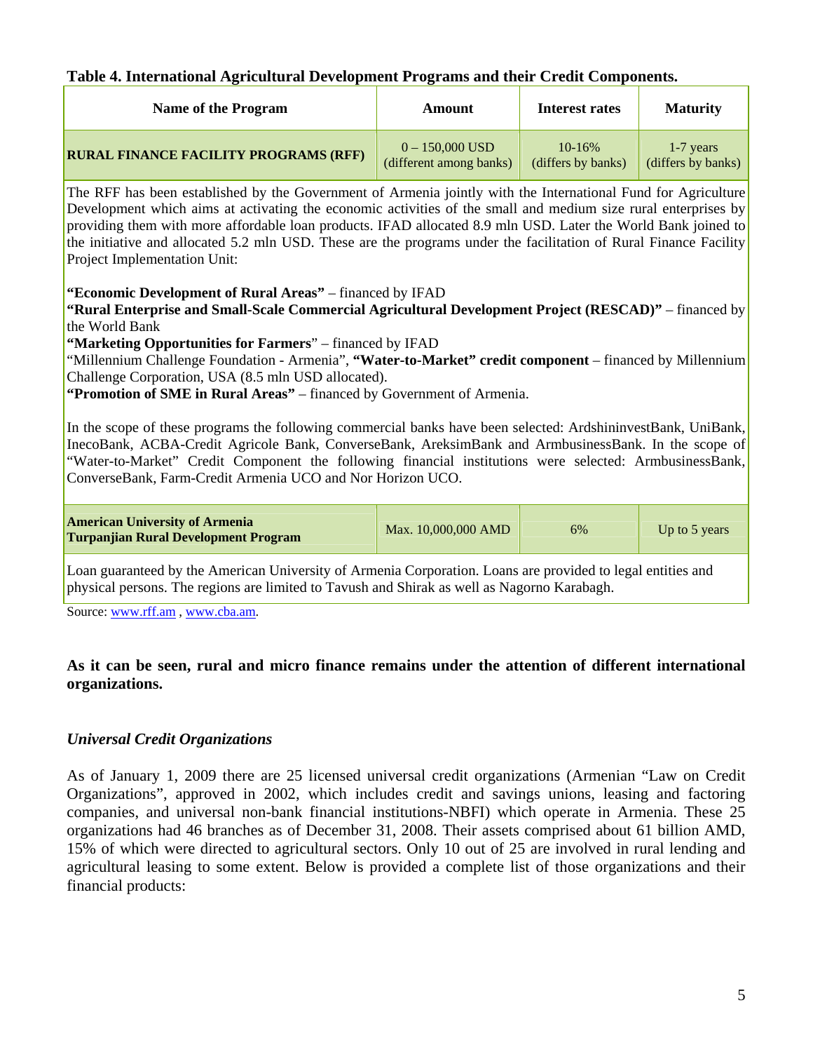**Table 4. International Agricultural Development Programs and their Credit Components.**

| Name of the Program | Amount | Interest rates | Maturity |
|---|---|---|---|
| **RURAL FINANCE FACILITY PROGRAMS (RFF)** | 0 – 150,000 USD (different among banks) | 10-16% (differs by banks) | 1-7 years (differs by banks) |
| The RFF has been established by the Government of Armenia jointly with the International Fund for Agriculture Development which aims at activating the economic activities of the small and medium size rural enterprises by providing them with more affordable loan products. IFAD allocated 8.9 mln USD. Later the World Bank joined to the initiative and allocated 5.2 mln USD. These are the programs under the facilitation of Rural Finance Facility Project Implementation Unit: **"Economic Development of Rural Areas"** – financed by IFAD; **"Rural Enterprise and Small-Scale Commercial Agricultural Development Project (RESCAD)"** – financed by the World Bank; **"Marketing Opportunities for Farmers**" – financed by IFAD; "Millennium Challenge Foundation - Armenia", **"Water-to-Market" credit component** – financed by Millennium Challenge Corporation, USA (8.5 mln USD allocated). **"Promotion of SME in Rural Areas"** – financed by Government of Armenia. In the scope of these programs the following commercial banks have been selected: ArdshininvestBank, UniBank, InecoBank, ACBA-Credit Agricole Bank, ConverseBank, AreksimBank and ArmbusinessBank. In the scope of "Water-to-Market" Credit Component the following financial institutions were selected: ArmbusinessBank, ConverseBank, Farm-Credit Armenia UCO and Nor Horizon UCO. | | | |
| **American University of Armenia Turpanjian Rural Development Program** | Max. 10,000,000 AMD | 6% | Up to 5 years |
| Loan guaranteed by the American University of Armenia Corporation. Loans are provided to legal entities and physical persons. The regions are limited to Tavush and Shirak as well as Nagorno Karabagh. | | | |

Source: www.rff.am , www.cba.am.

**As it can be seen, rural and micro finance remains under the attention of different international organizations.**

***Universal Credit Organizations***

As of January 1, 2009 there are 25 licensed universal credit organizations (Armenian "Law on Credit Organizations", approved in 2002, which includes credit and savings unions, leasing and factoring companies, and universal non-bank financial institutions-NBFI) which operate in Armenia. These 25 organizations had 46 branches as of December 31, 2008. Their assets comprised about 61 billion AMD, 15% of which were directed to agricultural sectors. Only 10 out of 25 are involved in rural lending and agricultural leasing to some extent. Below is provided a complete list of those organizations and their financial products: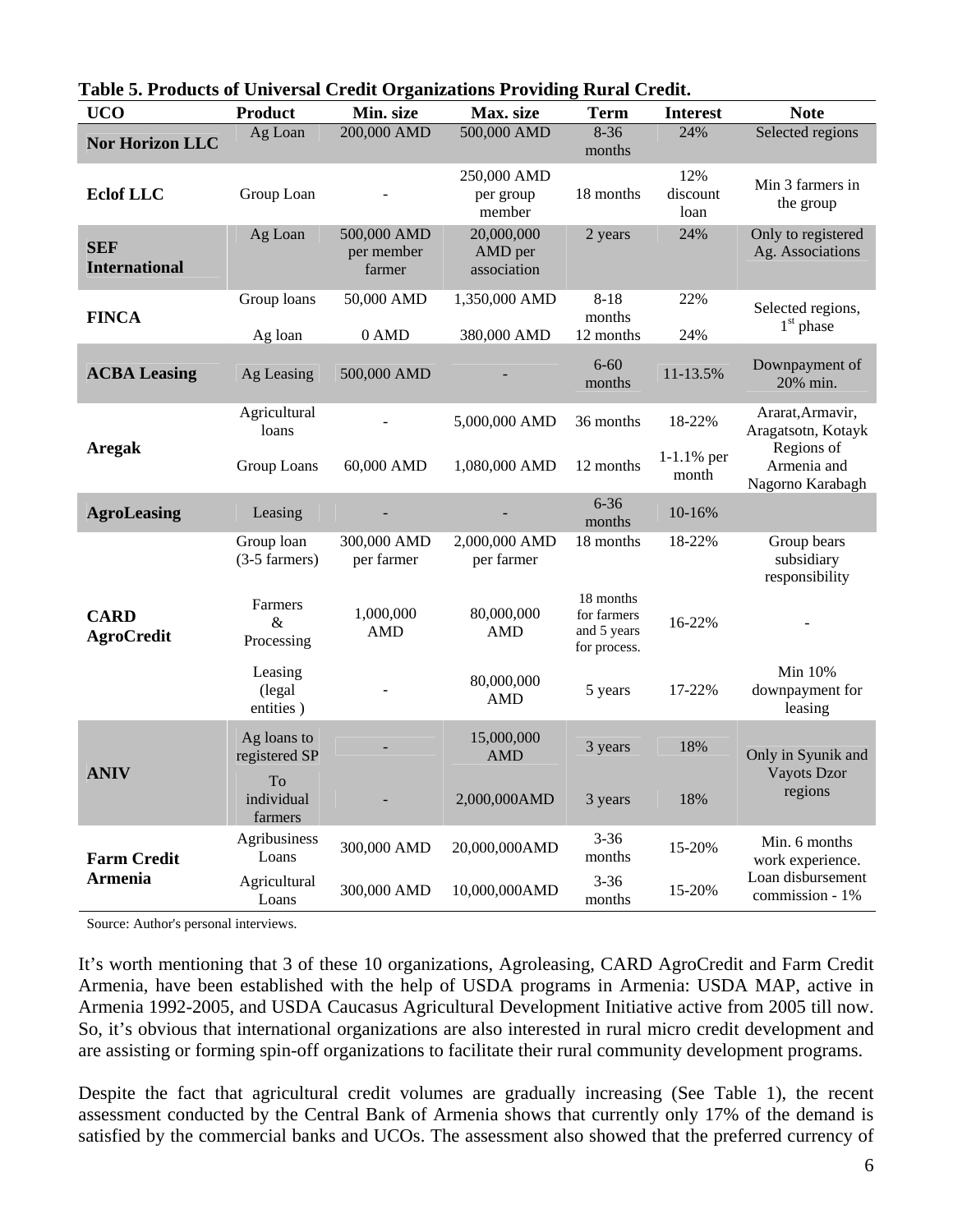**Table 5. Products of Universal Credit Organizations Providing Rural Credit.**

| UCO | Product | Min. size | Max. size | Term | Interest | Note |
|---|---|---|---|---|---|---|
| **Nor Horizon LLC** | Ag Loan | 200,000 AMD | 500,000 AMD | 8-36 months | 24% | Selected regions |
| **Eclof LLC** | Group Loan | - | 250,000 AMD per group member | 18 months | 12% discount loan | Min 3 farmers in the group |
| **SEF International** | Ag Loan | 500,000 AMD per member farmer | 20,000,000 AMD per association | 2 years | 24% | Only to registered Ag. Associations |
| **FINCA** | Group loans | 50,000 AMD | 1,350,000 AMD | 8-18 months | 22% | Selected regions, 1st phase |
| | Ag loan | 0 AMD | 380,000 AMD | 12 months | 24% | |
| **ACBA Leasing** | Ag Leasing | 500,000 AMD | - | 6-60 months | 11-13.5% | Downpayment of 20% min. |
| **Aregak** | Agricultural loans | - | 5,000,000 AMD | 36 months | 18-22% | Ararat,Armavir, Aragatsotn, Kotayk |
| | Group Loans | 60,000 AMD | 1,080,000 AMD | 12 months | 1-1.1% per month | Regions of Armenia and Nagorno Karabagh |
| **AgroLeasing** | Leasing | - | - | 6-36 months | 10-16% | |
| **CARD AgroCredit** | Group loan (3-5 farmers) | 300,000 AMD per farmer | 2,000,000 AMD per farmer | 18 months | 18-22% | Group bears subsidiary responsibility |
| | Farmers & Processing | 1,000,000 AMD | 80,000,000 AMD | 18 months for farmers and 5 years for process. | 16-22% | - |
| | Leasing (legal entities ) | - | 80,000,000 AMD | 5 years | 17-22% | Min 10% downpayment for leasing |
| **ANIV** | Ag loans to registered SP | - | 15,000,000 AMD | 3 years | 18% | Only in Syunik and Vayots Dzor regions |
| | To individual farmers | - | 2,000,000AMD | 3 years | 18% | |
| **Farm Credit Armenia** | Agribusiness Loans | 300,000 AMD | 20,000,000AMD | 3-36 months | 15-20% | Min. 6 months work experience. |
| | Agricultural Loans | 300,000 AMD | 10,000,000AMD | 3-36 months | 15-20% | Loan disbursement commission - 1% |

Source: Author's personal interviews.

It's worth mentioning that 3 of these 10 organizations, Agroleasing, CARD AgroCredit and Farm Credit Armenia, have been established with the help of USDA programs in Armenia: USDA MAP, active in Armenia 1992-2005, and USDA Caucasus Agricultural Development Initiative active from 2005 till now. So, it's obvious that international organizations are also interested in rural micro credit development and are assisting or forming spin-off organizations to facilitate their rural community development programs.

Despite the fact that agricultural credit volumes are gradually increasing (See Table 1), the recent assessment conducted by the Central Bank of Armenia shows that currently only 17% of the demand is satisfied by the commercial banks and UCOs. The assessment also showed that the preferred currency of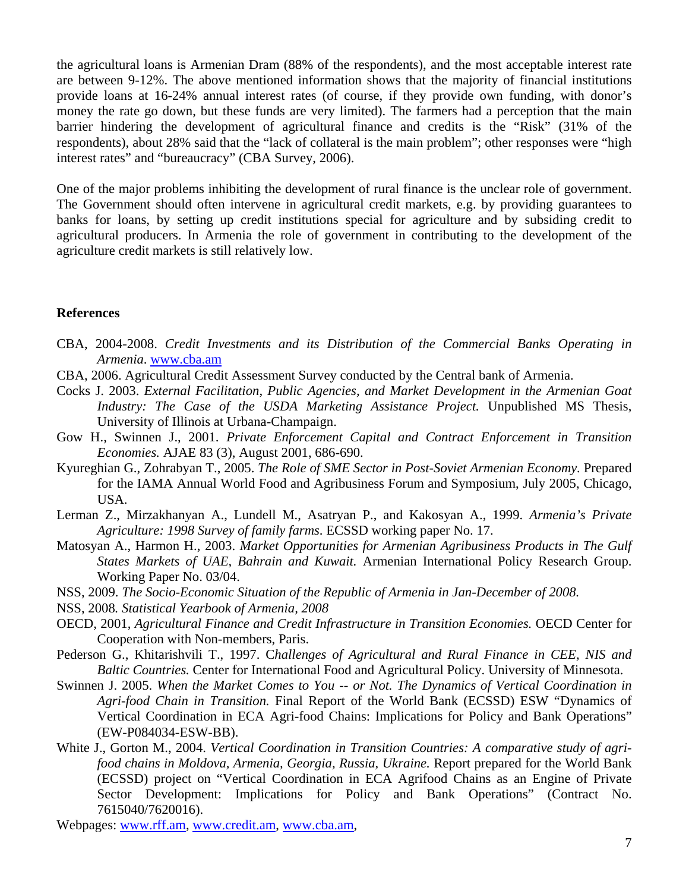the agricultural loans is Armenian Dram (88% of the respondents), and the most acceptable interest rate are between 9-12%. The above mentioned information shows that the majority of financial institutions provide loans at 16-24% annual interest rates (of course, if they provide own funding, with donor's money the rate go down, but these funds are very limited). The farmers had a perception that the main barrier hindering the development of agricultural finance and credits is the "Risk" (31% of the respondents), about 28% said that the "lack of collateral is the main problem"; other responses were "high interest rates" and "bureaucracy" (CBA Survey, 2006).

One of the major problems inhibiting the development of rural finance is the unclear role of government. The Government should often intervene in agricultural credit markets, e.g. by providing guarantees to banks for loans, by setting up credit institutions special for agriculture and by subsiding credit to agricultural producers. In Armenia the role of government in contributing to the development of the agriculture credit markets is still relatively low.

**References**

CBA, 2004-2008. *Credit Investments and its Distribution of the Commercial Banks Operating in Armenia*. www.cba.am

CBA, 2006. Agricultural Credit Assessment Survey conducted by the Central bank of Armenia.

Cocks J. 2003. *External Facilitation, Public Agencies, and Market Development in the Armenian Goat Industry: The Case of the USDA Marketing Assistance Project.* Unpublished MS Thesis, University of Illinois at Urbana-Champaign.

Gow H., Swinnen J., 2001. *Private Enforcement Capital and Contract Enforcement in Transition Economies.* AJAE 83 (3), August 2001, 686-690.

Kyureghian G., Zohrabyan T., 2005. *The Role of SME Sector in Post-Soviet Armenian Economy*. Prepared for the IAMA Annual World Food and Agribusiness Forum and Symposium, July 2005, Chicago, USA.

Lerman Z., Mirzakhanyan A., Lundell M., Asatryan P., and Kakosyan A., 1999. *Armenia's Private Agriculture: 1998 Survey of family farms*. ECSSD working paper No. 17.

Matosyan A., Harmon H., 2003. *Market Opportunities for Armenian Agribusiness Products in The Gulf States Markets of UAE, Bahrain and Kuwait.* Armenian International Policy Research Group. Working Paper No. 03/04.

NSS, 2009. *The Socio-Economic Situation of the Republic of Armenia in Jan-December of 2008.*

NSS, 2008*. Statistical Yearbook of Armenia, 2008*

OECD, 2001, *Agricultural Finance and Credit Infrastructure in Transition Economies.* OECD Center for Cooperation with Non-members, Paris.

Pederson G., Khitarishvili T., 1997. C*hallenges of Agricultural and Rural Finance in CEE, NIS and Baltic Countries.* Center for International Food and Agricultural Policy. University of Minnesota.

Swinnen J. 2005. *When the Market Comes to You -- or Not. The Dynamics of Vertical Coordination in Agri-food Chain in Transition.* Final Report of the World Bank (ECSSD) ESW "Dynamics of Vertical Coordination in ECA Agri-food Chains: Implications for Policy and Bank Operations" (EW-P084034-ESW-BB).

White J., Gorton M., 2004. *Vertical Coordination in Transition Countries: A comparative study of agri-food chains in Moldova, Armenia, Georgia, Russia, Ukraine.* Report prepared for the World Bank (ECSSD) project on "Vertical Coordination in ECA Agrifood Chains as an Engine of Private Sector Development: Implications for Policy and Bank Operations" (Contract No. 7615040/7620016).

Webpages: www.rff.am, www.credit.am, www.cba.am,